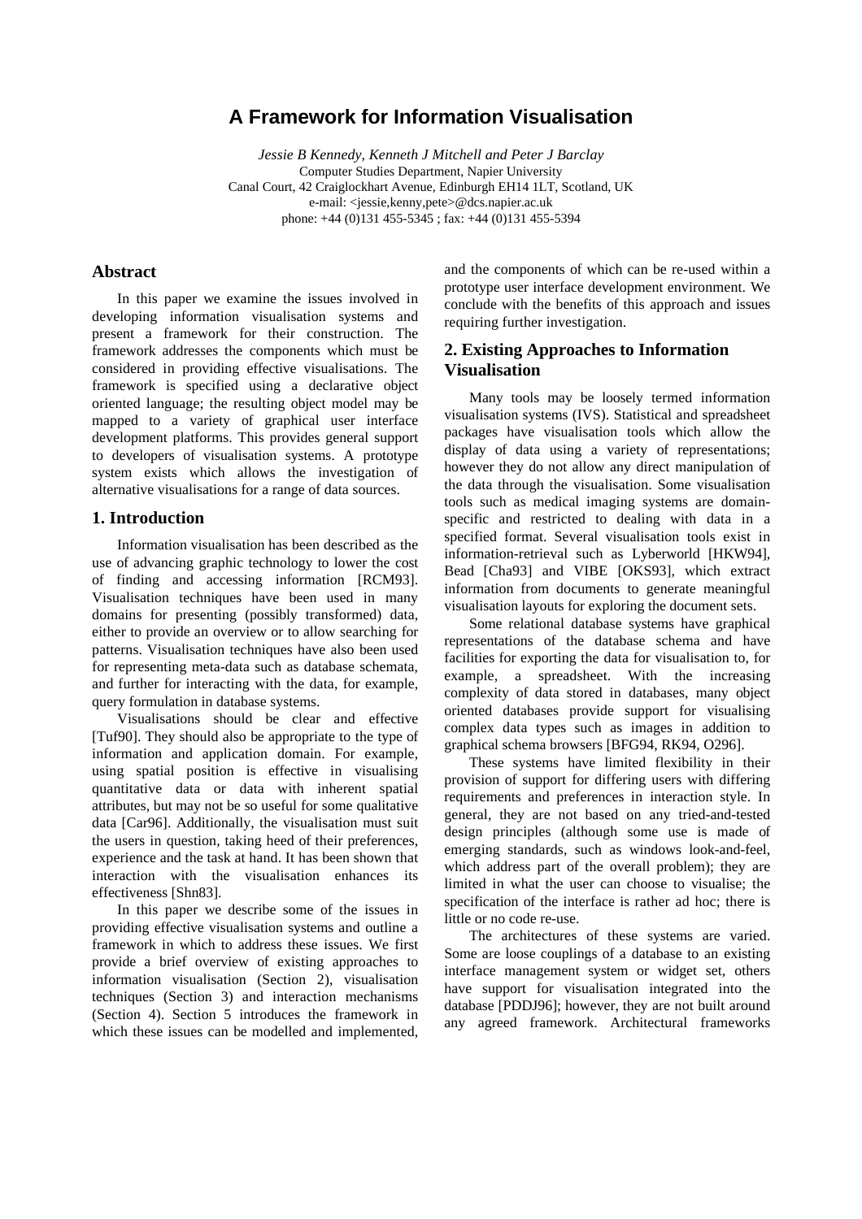# A Framework for Information Visualisation

*Jessie B Kennedy, Kenneth J Mitchell and Peter J Barclay*
Computer Studies Department, Napier University
Canal Court, 42 Craiglockhart Avenue, Edinburgh EH14 1LT, Scotland, UK
e-mail: <jessie,kenny,pete>@dcs.napier.ac.uk
phone: +44 (0)131 455-5345 ; fax: +44 (0)131 455-5394

## Abstract

In this paper we examine the issues involved in developing information visualisation systems and present a framework for their construction. The framework addresses the components which must be considered in providing effective visualisations. The framework is specified using a declarative object oriented language; the resulting object model may be mapped to a variety of graphical user interface development platforms. This provides general support to developers of visualisation systems. A prototype system exists which allows the investigation of alternative visualisations for a range of data sources.

## 1. Introduction

Information visualisation has been described as the use of advancing graphic technology to lower the cost of finding and accessing information [RCM93]. Visualisation techniques have been used in many domains for presenting (possibly transformed) data, either to provide an overview or to allow searching for patterns. Visualisation techniques have also been used for representing meta-data such as database schemata, and further for interacting with the data, for example, query formulation in database systems.

Visualisations should be clear and effective [Tuf90]. They should also be appropriate to the type of information and application domain. For example, using spatial position is effective in visualising quantitative data or data with inherent spatial attributes, but may not be so useful for some qualitative data [Car96]. Additionally, the visualisation must suit the users in question, taking heed of their preferences, experience and the task at hand. It has been shown that interaction with the visualisation enhances its effectiveness [Shn83].

In this paper we describe some of the issues in providing effective visualisation systems and outline a framework in which to address these issues. We first provide a brief overview of existing approaches to information visualisation (Section 2), visualisation techniques (Section 3) and interaction mechanisms (Section 4). Section 5 introduces the framework in which these issues can be modelled and implemented, and the components of which can be re-used within a prototype user interface development environment. We conclude with the benefits of this approach and issues requiring further investigation.

## 2. Existing Approaches to Information Visualisation

Many tools may be loosely termed information visualisation systems (IVS). Statistical and spreadsheet packages have visualisation tools which allow the display of data using a variety of representations; however they do not allow any direct manipulation of the data through the visualisation. Some visualisation tools such as medical imaging systems are domain-specific and restricted to dealing with data in a specified format. Several visualisation tools exist in information-retrieval such as Lyberworld [HKW94], Bead [Cha93] and VIBE [OKS93], which extract information from documents to generate meaningful visualisation layouts for exploring the document sets.

Some relational database systems have graphical representations of the database schema and have facilities for exporting the data for visualisation to, for example, a spreadsheet. With the increasing complexity of data stored in databases, many object oriented databases provide support for visualising complex data types such as images in addition to graphical schema browsers [BFG94, RK94, O296].

These systems have limited flexibility in their provision of support for differing users with differing requirements and preferences in interaction style. In general, they are not based on any tried-and-tested design principles (although some use is made of emerging standards, such as windows look-and-feel, which address part of the overall problem); they are limited in what the user can choose to visualise; the specification of the interface is rather ad hoc; there is little or no code re-use.

The architectures of these systems are varied. Some are loose couplings of a database to an existing interface management system or widget set, others have support for visualisation integrated into the database [PDDJ96]; however, they are not built around any agreed framework. Architectural frameworks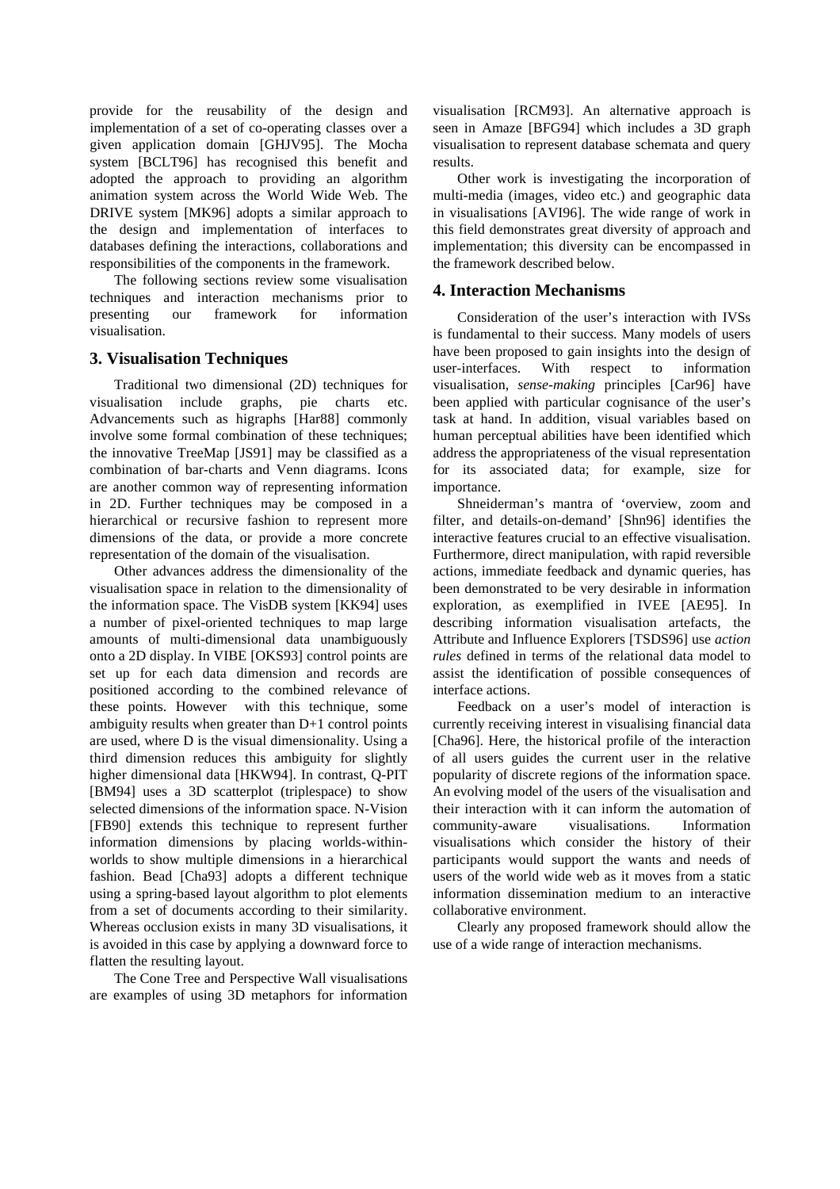provide for the reusability of the design and implementation of a set of co-operating classes over a given application domain [GHJV95]. The Mocha system [BCLT96] has recognised this benefit and adopted the approach to providing an algorithm animation system across the World Wide Web. The DRIVE system [MK96] adopts a similar approach to the design and implementation of interfaces to databases defining the interactions, collaborations and responsibilities of the components in the framework.

The following sections review some visualisation techniques and interaction mechanisms prior to presenting our framework for information visualisation.

## 3. Visualisation Techniques

Traditional two dimensional (2D) techniques for visualisation include graphs, pie charts etc. Advancements such as higraphs [Har88] commonly involve some formal combination of these techniques; the innovative TreeMap [JS91] may be classified as a combination of bar-charts and Venn diagrams. Icons are another common way of representing information in 2D. Further techniques may be composed in a hierarchical or recursive fashion to represent more dimensions of the data, or provide a more concrete representation of the domain of the visualisation.

Other advances address the dimensionality of the visualisation space in relation to the dimensionality of the information space. The VisDB system [KK94] uses a number of pixel-oriented techniques to map large amounts of multi-dimensional data unambiguously onto a 2D display. In VIBE [OKS93] control points are set up for each data dimension and records are positioned according to the combined relevance of these points. However with this technique, some ambiguity results when greater than D+1 control points are used, where D is the visual dimensionality. Using a third dimension reduces this ambiguity for slightly higher dimensional data [HKW94]. In contrast, Q-PIT [BM94] uses a 3D scatterplot (triplespace) to show selected dimensions of the information space. N-Vision [FB90] extends this technique to represent further information dimensions by placing worlds-within-worlds to show multiple dimensions in a hierarchical fashion. Bead [Cha93] adopts a different technique using a spring-based layout algorithm to plot elements from a set of documents according to their similarity. Whereas occlusion exists in many 3D visualisations, it is avoided in this case by applying a downward force to flatten the resulting layout.

The Cone Tree and Perspective Wall visualisations are examples of using 3D metaphors for information visualisation [RCM93]. An alternative approach is seen in Amaze [BFG94] which includes a 3D graph visualisation to represent database schemata and query results.

Other work is investigating the incorporation of multi-media (images, video etc.) and geographic data in visualisations [AVI96]. The wide range of work in this field demonstrates great diversity of approach and implementation; this diversity can be encompassed in the framework described below.

## 4. Interaction Mechanisms

Consideration of the user's interaction with IVSs is fundamental to their success. Many models of users have been proposed to gain insights into the design of user-interfaces. With respect to information visualisation, *sense-making* principles [Car96] have been applied with particular cognisance of the user's task at hand. In addition, visual variables based on human perceptual abilities have been identified which address the appropriateness of the visual representation for its associated data; for example, size for importance.

Shneiderman's mantra of 'overview, zoom and filter, and details-on-demand' [Shn96] identifies the interactive features crucial to an effective visualisation. Furthermore, direct manipulation, with rapid reversible actions, immediate feedback and dynamic queries, has been demonstrated to be very desirable in information exploration, as exemplified in IVEE [AE95]. In describing information visualisation artefacts, the Attribute and Influence Explorers [TSDS96] use *action rules* defined in terms of the relational data model to assist the identification of possible consequences of interface actions.

Feedback on a user's model of interaction is currently receiving interest in visualising financial data [Cha96]. Here, the historical profile of the interaction of all users guides the current user in the relative popularity of discrete regions of the information space. An evolving model of the users of the visualisation and their interaction with it can inform the automation of community-aware visualisations. Information visualisations which consider the history of their participants would support the wants and needs of users of the world wide web as it moves from a static information dissemination medium to an interactive collaborative environment.

Clearly any proposed framework should allow the use of a wide range of interaction mechanisms.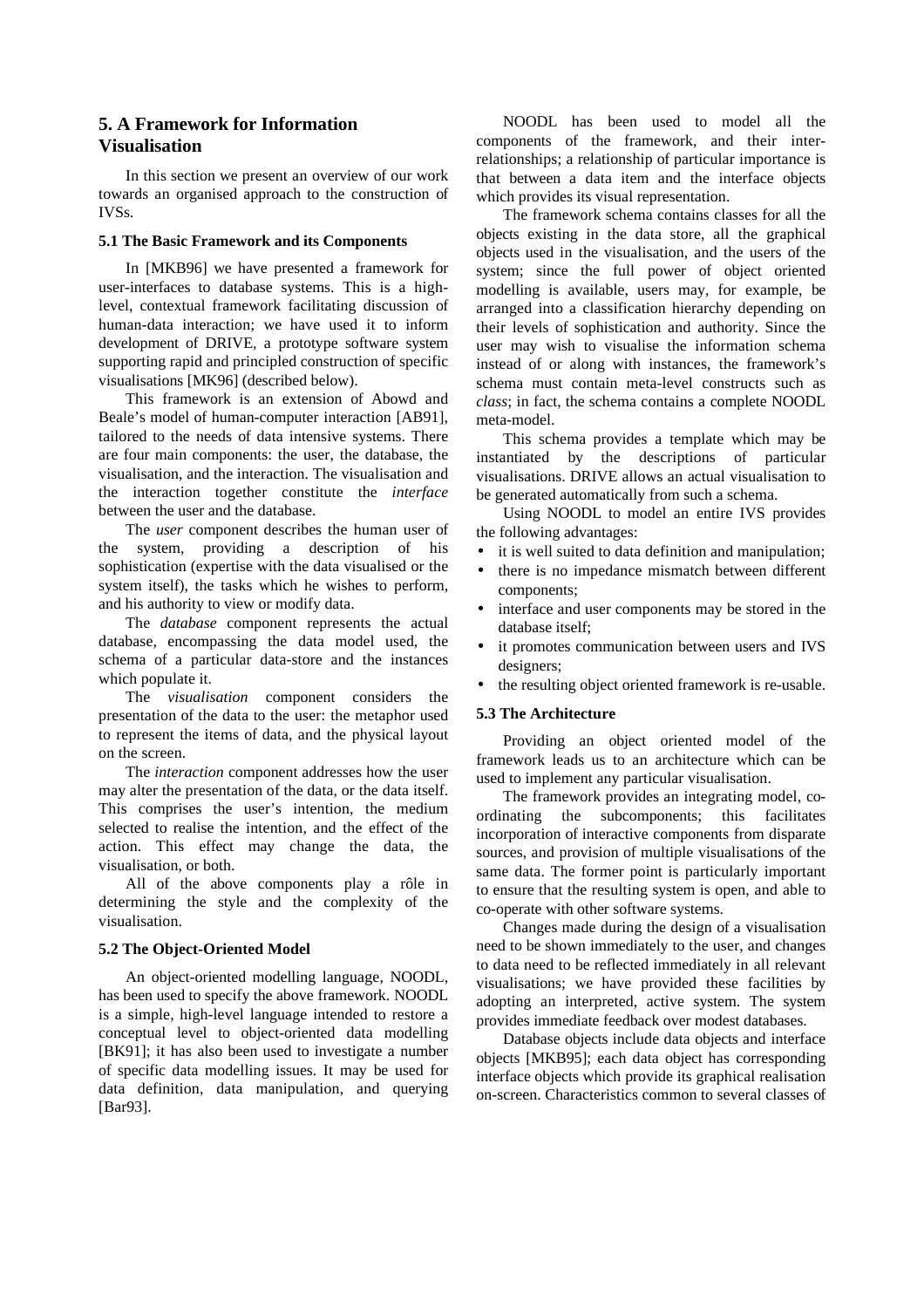## 5. A Framework for Information Visualisation

In this section we present an overview of our work towards an organised approach to the construction of IVSs.

### 5.1 The Basic Framework and its Components

In [MKB96] we have presented a framework for user-interfaces to database systems. This is a high-level, contextual framework facilitating discussion of human-data interaction; we have used it to inform development of DRIVE, a prototype software system supporting rapid and principled construction of specific visualisations [MK96] (described below).

This framework is an extension of Abowd and Beale's model of human-computer interaction [AB91], tailored to the needs of data intensive systems. There are four main components: the user, the database, the visualisation, and the interaction. The visualisation and the interaction together constitute the *interface* between the user and the database.

The *user* component describes the human user of the system, providing a description of his sophistication (expertise with the data visualised or the system itself), the tasks which he wishes to perform, and his authority to view or modify data.

The *database* component represents the actual database, encompassing the data model used, the schema of a particular data-store and the instances which populate it.

The *visualisation* component considers the presentation of the data to the user: the metaphor used to represent the items of data, and the physical layout on the screen.

The *interaction* component addresses how the user may alter the presentation of the data, or the data itself. This comprises the user's intention, the medium selected to realise the intention, and the effect of the action. This effect may change the data, the visualisation, or both.

All of the above components play a rôle in determining the style and the complexity of the visualisation.

### 5.2 The Object-Oriented Model

An object-oriented modelling language, NOODL, has been used to specify the above framework. NOODL is a simple, high-level language intended to restore a conceptual level to object-oriented data modelling [BK91]; it has also been used to investigate a number of specific data modelling issues. It may be used for data definition, data manipulation, and querying [Bar93].

NOODL has been used to model all the components of the framework, and their inter-relationships; a relationship of particular importance is that between a data item and the interface objects which provides its visual representation.

The framework schema contains classes for all the objects existing in the data store, all the graphical objects used in the visualisation, and the users of the system; since the full power of object oriented modelling is available, users may, for example, be arranged into a classification hierarchy depending on their levels of sophistication and authority. Since the user may wish to visualise the information schema instead of or along with instances, the framework's schema must contain meta-level constructs such as *class*; in fact, the schema contains a complete NOODL meta-model.

This schema provides a template which may be instantiated by the descriptions of particular visualisations. DRIVE allows an actual visualisation to be generated automatically from such a schema.

Using NOODL to model an entire IVS provides the following advantages:

- it is well suited to data definition and manipulation;
- there is no impedance mismatch between different components;
- interface and user components may be stored in the database itself;
- it promotes communication between users and IVS designers;
- the resulting object oriented framework is re-usable.

### 5.3 The Architecture

Providing an object oriented model of the framework leads us to an architecture which can be used to implement any particular visualisation.

The framework provides an integrating model, co-ordinating the subcomponents; this facilitates incorporation of interactive components from disparate sources, and provision of multiple visualisations of the same data. The former point is particularly important to ensure that the resulting system is open, and able to co-operate with other software systems.

Changes made during the design of a visualisation need to be shown immediately to the user, and changes to data need to be reflected immediately in all relevant visualisations; we have provided these facilities by adopting an interpreted, active system. The system provides immediate feedback over modest databases.

Database objects include data objects and interface objects [MKB95]; each data object has corresponding interface objects which provide its graphical realisation on-screen. Characteristics common to several classes of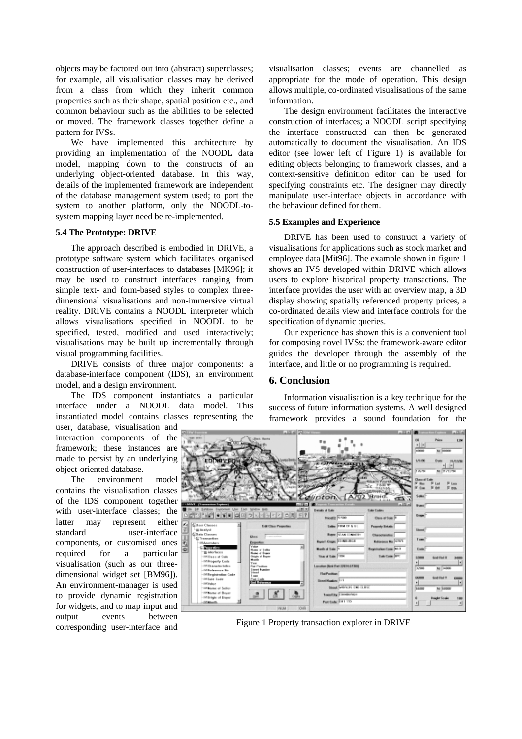objects may be factored out into (abstract) superclasses; for example, all visualisation classes may be derived from a class from which they inherit common properties such as their shape, spatial position etc., and common behaviour such as the abilities to be selected or moved. The framework classes together define a pattern for IVSs.

We have implemented this architecture by providing an implementation of the NOODL data model, mapping down to the constructs of an underlying object-oriented database. In this way, details of the implemented framework are independent of the database management system used; to port the system to another platform, only the NOODL-to-system mapping layer need be re-implemented.

### 5.4 The Prototype: DRIVE

The approach described is embodied in DRIVE, a prototype software system which facilitates organised construction of user-interfaces to databases [MK96]; it may be used to construct interfaces ranging from simple text- and form-based styles to complex three-dimensional visualisations and non-immersive virtual reality. DRIVE contains a NOODL interpreter which allows visualisations specified in NOODL to be specified, tested, modified and used interactively; visualisations may be built up incrementally through visual programming facilities.

DRIVE consists of three major components: a database-interface component (IDS), an environment model, and a design environment.

The IDS component instantiates a particular interface under a NOODL data model. This instantiated model contains classes representing the user, database, visualisation and interaction components of the framework; these instances are made to persist by an underlying object-oriented database.

The environment model contains the visualisation classes of the IDS component together with user-interface classes; the latter may represent either standard user-interface components, or customised ones required for a particular visualisation (such as our three-dimensional widget set [BM96]). An environment-manager is used to provide dynamic registration for widgets, and to map input and output events between corresponding user-interface and visualisation classes; events are channelled as appropriate for the mode of operation. This design allows multiple, co-ordinated visualisations of the same information.

The design environment facilitates the interactive construction of interfaces; a NOODL script specifying the interface constructed can then be generated automatically to document the visualisation. An IDS editor (see lower left of Figure 1) is available for editing objects belonging to framework classes, and a context-sensitive definition editor can be used for specifying constraints etc. The designer may directly manipulate user-interface objects in accordance with the behaviour defined for them.

### 5.5 Examples and Experience

DRIVE has been used to construct a variety of visualisations for applications such as stock market and employee data [Mit96]. The example shown in figure 1 shows an IVS developed within DRIVE which allows users to explore historical property transactions. The interface provides the user with an overview map, a 3D display showing spatially referenced property prices, a co-ordinated details view and interface controls for the specification of dynamic queries.

Our experience has shown this is a convenient tool for composing novel IVSs: the framework-aware editor guides the developer through the assembly of the interface, and little or no programming is required.

## 6. Conclusion

Information visualisation is a key technique for the success of future information systems. A well designed framework provides a sound foundation for the

Figure 1 Property transaction explorer in DRIVE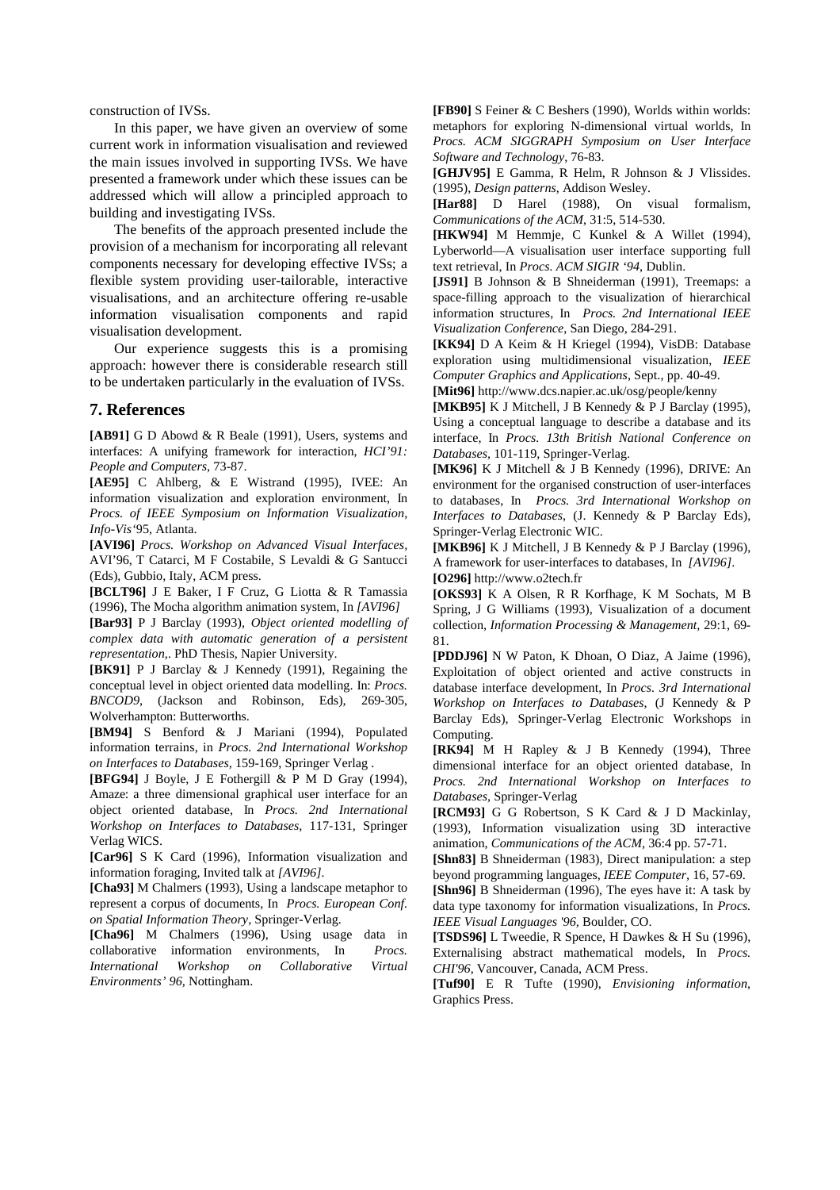construction of IVSs.

In this paper, we have given an overview of some current work in information visualisation and reviewed the main issues involved in supporting IVSs. We have presented a framework under which these issues can be addressed which will allow a principled approach to building and investigating IVSs.

The benefits of the approach presented include the provision of a mechanism for incorporating all relevant components necessary for developing effective IVSs; a flexible system providing user-tailorable, interactive visualisations, and an architecture offering re-usable information visualisation components and rapid visualisation development.

Our experience suggests this is a promising approach: however there is considerable research still to be undertaken particularly in the evaluation of IVSs.

## 7. References

**[AB91]** G D Abowd & R Beale (1991), Users, systems and interfaces: A unifying framework for interaction, *HCI'91: People and Computers*, 73-87.

**[AE95]** C Ahlberg, & E Wistrand (1995), IVEE: An information visualization and exploration environment, In *Procs. of IEEE Symposium on Information Visualization, Info-Vis'*95, Atlanta.

**[AVI96]** *Procs. Workshop on Advanced Visual Interfaces*, AVI'96, T Catarci, M F Costabile, S Levaldi & G Santucci (Eds), Gubbio, Italy, ACM press.

**[BCLT96]** J E Baker, I F Cruz, G Liotta & R Tamassia (1996), The Mocha algorithm animation system, In *[AVI96]*

**[Bar93]** P J Barclay (1993), *Object oriented modelling of complex data with automatic generation of a persistent representation,*. PhD Thesis, Napier University.

**[BK91]** P J Barclay & J Kennedy (1991), Regaining the conceptual level in object oriented data modelling. In: *Procs. BNCOD9*, (Jackson and Robinson, Eds), 269-305, Wolverhampton: Butterworths.

**[BM94]** S Benford & J Mariani (1994), Populated information terrains, in *Procs. 2nd International Workshop on Interfaces to Databases*, 159-169, Springer Verlag .

**[BFG94]** J Boyle, J E Fothergill & P M D Gray (1994), Amaze: a three dimensional graphical user interface for an object oriented database, In *Procs. 2nd International Workshop on Interfaces to Databases*, 117-131, Springer Verlag WICS.

**[Car96]** S K Card (1996), Information visualization and information foraging, Invited talk at *[AVI96]*.

**[Cha93]** M Chalmers (1993), Using a landscape metaphor to represent a corpus of documents, In *Procs. European Conf. on Spatial Information Theory*, Springer-Verlag.

**[Cha96]** M Chalmers (1996), Using usage data in collaborative information environments, In *Procs. International Workshop on Collaborative Virtual Environments' 96*, Nottingham.

**[FB90]** S Feiner & C Beshers (1990), Worlds within worlds: metaphors for exploring N-dimensional virtual worlds, In *Procs. ACM SIGGRAPH Symposium on User Interface Software and Technology*, 76-83.

**[GHJV95]** E Gamma, R Helm, R Johnson & J Vlissides. (1995), *Design patterns*, Addison Wesley.

**[Har88]** D Harel (1988), On visual formalism, *Communications of the ACM*, 31:5, 514-530.

**[HKW94]** M Hemmje, C Kunkel & A Willet (1994), Lyberworld—A visualisation user interface supporting full text retrieval, In *Procs. ACM SIGIR '94*, Dublin.

**[JS91]** B Johnson & B Shneiderman (1991), Treemaps: a space-filling approach to the visualization of hierarchical information structures, In *Procs. 2nd International IEEE Visualization Conference*, San Diego, 284-291.

**[KK94]** D A Keim & H Kriegel (1994), VisDB: Database exploration using multidimensional visualization, *IEEE Computer Graphics and Applications*, Sept., pp. 40-49.

**[Mit96]** http://www.dcs.napier.ac.uk/osg/people/kenny

**[MKB95]** K J Mitchell, J B Kennedy & P J Barclay (1995), Using a conceptual language to describe a database and its interface, In *Procs. 13th British National Conference on Databases*, 101-119, Springer-Verlag.

**[MK96]** K J Mitchell & J B Kennedy (1996), DRIVE: An environment for the organised construction of user-interfaces to databases, In *Procs. 3rd International Workshop on Interfaces to Databases*, (J. Kennedy & P Barclay Eds), Springer-Verlag Electronic WIC.

**[MKB96]** K J Mitchell, J B Kennedy & P J Barclay (1996), A framework for user-interfaces to databases, In *[AVI96]*.

**[O296]** http://www.o2tech.fr

**[OKS93]** K A Olsen, R R Korfhage, K M Sochats, M B Spring, J G Williams (1993), Visualization of a document collection, *Information Processing & Management*, 29:1, 69-81.

**[PDDJ96]** N W Paton, K Dhoan, O Diaz, A Jaime (1996), Exploitation of object oriented and active constructs in database interface development, In *Procs. 3rd International Workshop on Interfaces to Databases*, (J Kennedy & P Barclay Eds), Springer-Verlag Electronic Workshops in Computing.

**[RK94]** M H Rapley & J B Kennedy (1994), Three dimensional interface for an object oriented database, In *Procs. 2nd International Workshop on Interfaces to Databases*, Springer-Verlag

**[RCM93]** G G Robertson, S K Card & J D Mackinlay, (1993), Information visualization using 3D interactive animation, *Communications of the ACM*, 36:4 pp. 57-71.

**[Shn83]** B Shneiderman (1983), Direct manipulation: a step beyond programming languages, *IEEE Computer*, 16, 57-69.

**[Shn96]** B Shneiderman (1996), The eyes have it: A task by data type taxonomy for information visualizations, In *Procs. IEEE Visual Languages '96*, Boulder, CO.

**[TSDS96]** L Tweedie, R Spence, H Dawkes & H Su (1996), Externalising abstract mathematical models, In *Procs. CHI'96*, Vancouver, Canada, ACM Press.

**[Tuf90]** E R Tufte (1990), *Envisioning information*, Graphics Press.